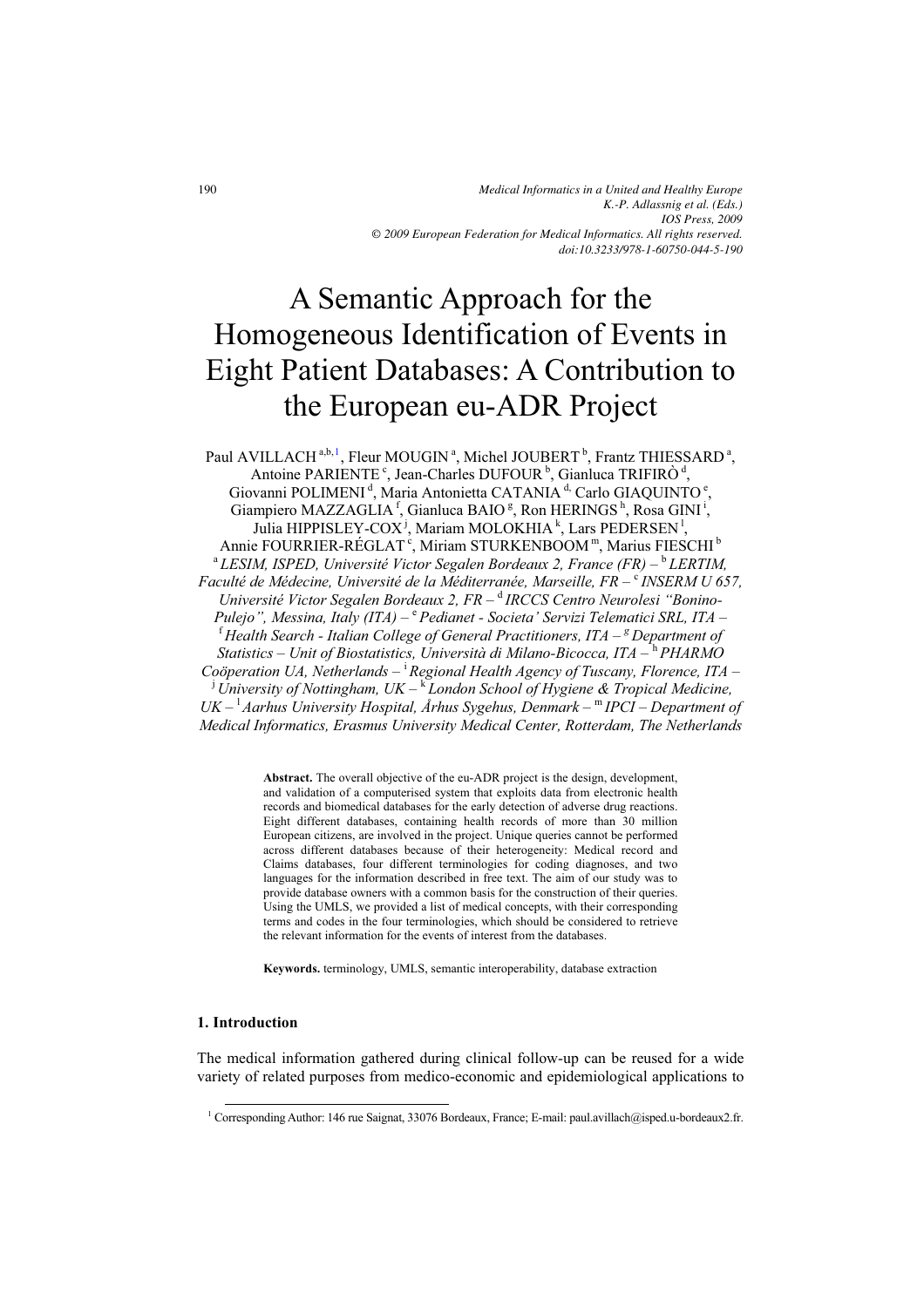# A Semantic Approach for the Homogeneous Identification of Events in Eight Patient Databases: A Contribution to the European eu-ADR Project

Paul AVILLACH [a,b,1], Fleur MOUGIN [a], Michel JOUBERT [b], Frantz THIESSARD [a], Antoine PARIENTE [c], Jean-Charles DUFOUR [b], Gianluca TRIFIRÒ [d], Giovanni POLIMENI [d], Maria Antonietta CATANIA [d], Carlo GIAQUINTO [e], Giampiero MAZZAGLIA [f], Gianluca BAIO [g], Ron HERINGS [h], Rosa GINI [i], Julia HIPPISLEY-COX [j], Mariam MOLOKHIA [k], Lars PEDERSEN [l], Annie FOURRIER-RÉGLAT [c], Miriam STURKENBOOM [m], Marius FIESCHI [b]

[a] *LESIM, ISPED, Université Victor Segalen Bordeaux 2, France (FR)* – [b] *LERTIM, Faculté de Médecine, Université de la Méditerranée, Marseille, FR* – [c] *INSERM U 657, Université Victor Segalen Bordeaux 2, FR* – [d] *IRCCS Centro Neurolesi "Bonino-Pulejo", Messina, Italy (ITA)* – [e] *Pedianet - Societa' Servizi Telematici SRL, ITA* – [f] *Health Search - Italian College of General Practitioners, ITA* – [g] *Department of Statistics – Unit of Biostatistics, Università di Milano-Bicocca, ITA* – [h] *PHARMO Coöperation UA, Netherlands* – [i] *Regional Health Agency of Tuscany, Florence, ITA* – [j] *University of Nottingham, UK* – [k] *London School of Hygiene & Tropical Medicine, UK* – [l] *Aarhus University Hospital, Århus Sygehus, Denmark* – [m] *IPCI – Department of Medical Informatics, Erasmus University Medical Center, Rotterdam, The Netherlands*

**Abstract.** The overall objective of the eu-ADR project is the design, development, and validation of a computerised system that exploits data from electronic health records and biomedical databases for the early detection of adverse drug reactions. Eight different databases, containing health records of more than 30 million European citizens, are involved in the project. Unique queries cannot be performed across different databases because of their heterogeneity: Medical record and Claims databases, four different terminologies for coding diagnoses, and two languages for the information described in free text. The aim of our study was to provide database owners with a common basis for the construction of their queries. Using the UMLS, we provided a list of medical concepts, with their corresponding terms and codes in the four terminologies, which should be considered to retrieve the relevant information for the events of interest from the databases.

**Keywords.** terminology, UMLS, semantic interoperability, database extraction

## 1. Introduction

The medical information gathered during clinical follow-up can be reused for a wide variety of related purposes from medico-economic and epidemiological applications to

[1] Corresponding Author: 146 rue Saignat, 33076 Bordeaux, France; E-mail: paul.avillach@isped.u-bordeaux2.fr.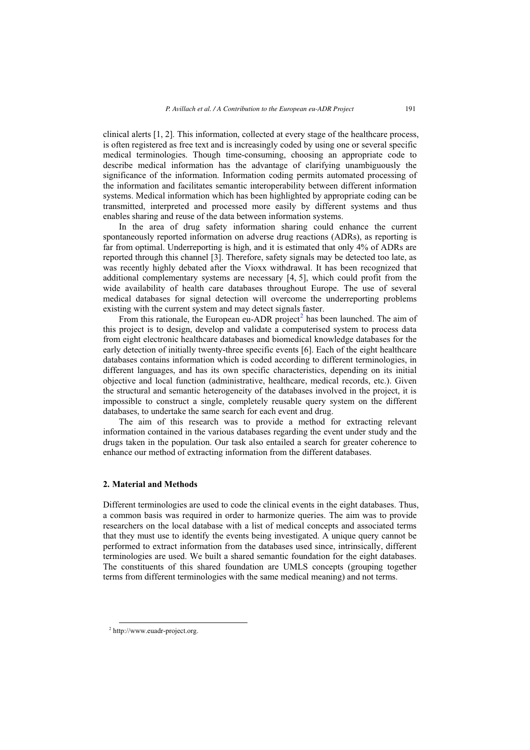clinical alerts [1, 2]. This information, collected at every stage of the healthcare process, is often registered as free text and is increasingly coded by using one or several specific medical terminologies. Though time-consuming, choosing an appropriate code to describe medical information has the advantage of clarifying unambiguously the significance of the information. Information coding permits automated processing of the information and facilitates semantic interoperability between different information systems. Medical information which has been highlighted by appropriate coding can be transmitted, interpreted and processed more easily by different systems and thus enables sharing and reuse of the data between information systems.

In the area of drug safety information sharing could enhance the current spontaneously reported information on adverse drug reactions (ADRs), as reporting is far from optimal. Underreporting is high, and it is estimated that only 4% of ADRs are reported through this channel [3]. Therefore, safety signals may be detected too late, as was recently highly debated after the Vioxx withdrawal. It has been recognized that additional complementary systems are necessary [4, 5], which could profit from the wide availability of health care databases throughout Europe. The use of several medical databases for signal detection will overcome the underreporting problems existing with the current system and may detect signals faster.

From this rationale, the European eu-ADR project[2] has been launched. The aim of this project is to design, develop and validate a computerised system to process data from eight electronic healthcare databases and biomedical knowledge databases for the early detection of initially twenty-three specific events [6]. Each of the eight healthcare databases contains information which is coded according to different terminologies, in different languages, and has its own specific characteristics, depending on its initial objective and local function (administrative, healthcare, medical records, etc.). Given the structural and semantic heterogeneity of the databases involved in the project, it is impossible to construct a single, completely reusable query system on the different databases, to undertake the same search for each event and drug.

The aim of this research was to provide a method for extracting relevant information contained in the various databases regarding the event under study and the drugs taken in the population. Our task also entailed a search for greater coherence to enhance our method of extracting information from the different databases.

## 2. Material and Methods

Different terminologies are used to code the clinical events in the eight databases. Thus, a common basis was required in order to harmonize queries. The aim was to provide researchers on the local database with a list of medical concepts and associated terms that they must use to identify the events being investigated. A unique query cannot be performed to extract information from the databases used since, intrinsically, different terminologies are used. We built a shared semantic foundation for the eight databases. The constituents of this shared foundation are UMLS concepts (grouping together terms from different terminologies with the same medical meaning) and not terms.

[2] http://www.euadr-project.org.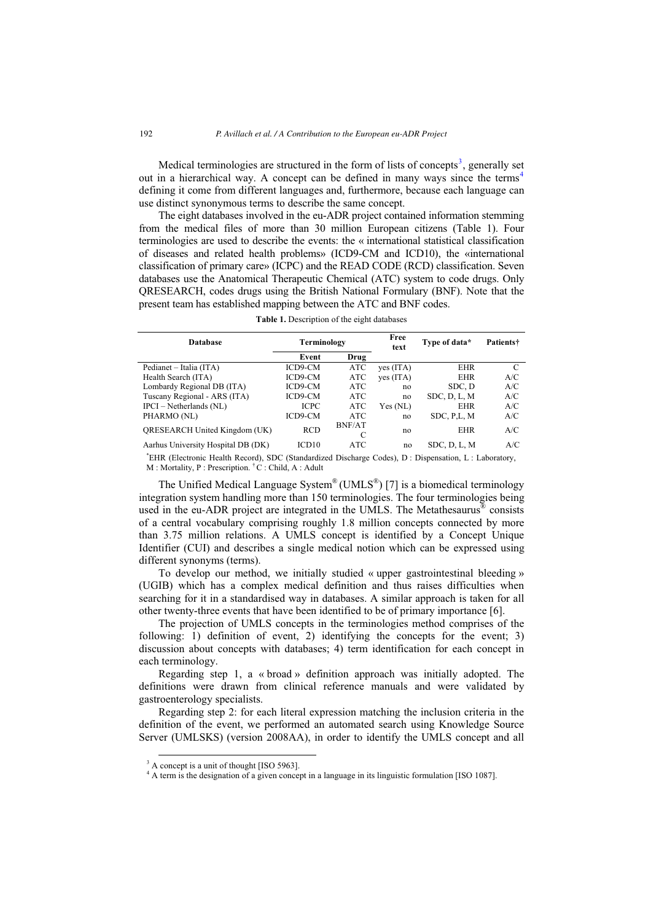Medical terminologies are structured in the form of lists of concepts[3], generally set out in a hierarchical way. A concept can be defined in many ways since the terms[4] defining it come from different languages and, furthermore, because each language can use distinct synonymous terms to describe the same concept.

The eight databases involved in the eu-ADR project contained information stemming from the medical files of more than 30 million European citizens (Table 1). Four terminologies are used to describe the events: the « international statistical classification of diseases and related health problems» (ICD9-CM and ICD10), the «international classification of primary care» (ICPC) and the READ CODE (RCD) classification. Seven databases use the Anatomical Therapeutic Chemical (ATC) system to code drugs. Only QRESEARCH, codes drugs using the British National Formulary (BNF). Note that the present team has established mapping between the ATC and BNF codes.

**Table 1.** Description of the eight databases

| Database | Terminology | | Free text | Type of data* | Patients† |
|---|---|---|---|---|---|
| | Event | Drug | | | |
| Pedianet – Italia (ITA) | ICD9-CM | ATC | yes (ITA) | EHR | C |
| Health Search (ITA) | ICD9-CM | ATC | yes (ITA) | EHR | A/C |
| Lombardy Regional DB (ITA) | ICD9-CM | ATC | no | SDC, D | A/C |
| Tuscany Regional - ARS (ITA) | ICD9-CM | ATC | no | SDC, D, L, M | A/C |
| IPCI – Netherlands (NL) | ICPC | ATC | Yes (NL) | EHR | A/C |
| PHARMO (NL) | ICD9-CM | ATC | no | SDC, P,L, M | A/C |
| QRESEARCH United Kingdom (UK) | RCD | BNF/ATC | no | EHR | A/C |
| Aarhus University Hospital DB (DK) | ICD10 | ATC | no | SDC, D, L, M | A/C |

*EHR (Electronic Health Record), SDC (Standardized Discharge Codes), D : Dispensation, L : Laboratory, M : Mortality, P : Prescription. †C : Child, A : Adult

The Unified Medical Language System® (UMLS®) [7] is a biomedical terminology integration system handling more than 150 terminologies. The four terminologies being used in the eu-ADR project are integrated in the UMLS. The Metathesaurus® consists of a central vocabulary comprising roughly 1.8 million concepts connected by more than 3.75 million relations. A UMLS concept is identified by a Concept Unique Identifier (CUI) and describes a single medical notion which can be expressed using different synonyms (terms).

To develop our method, we initially studied « upper gastrointestinal bleeding » (UGIB) which has a complex medical definition and thus raises difficulties when searching for it in a standardised way in databases. A similar approach is taken for all other twenty-three events that have been identified to be of primary importance [6].

The projection of UMLS concepts in the terminologies method comprises of the following: 1) definition of event, 2) identifying the concepts for the event; 3) discussion about concepts with databases; 4) term identification for each concept in each terminology.

Regarding step 1, a « broad » definition approach was initially adopted. The definitions were drawn from clinical reference manuals and were validated by gastroenterology specialists.

Regarding step 2: for each literal expression matching the inclusion criteria in the definition of the event, we performed an automated search using Knowledge Source Server (UMLSKS) (version 2008AA), in order to identify the UMLS concept and all

[3] A concept is a unit of thought [ISO 5963].

[4] A term is the designation of a given concept in a language in its linguistic formulation [ISO 1087].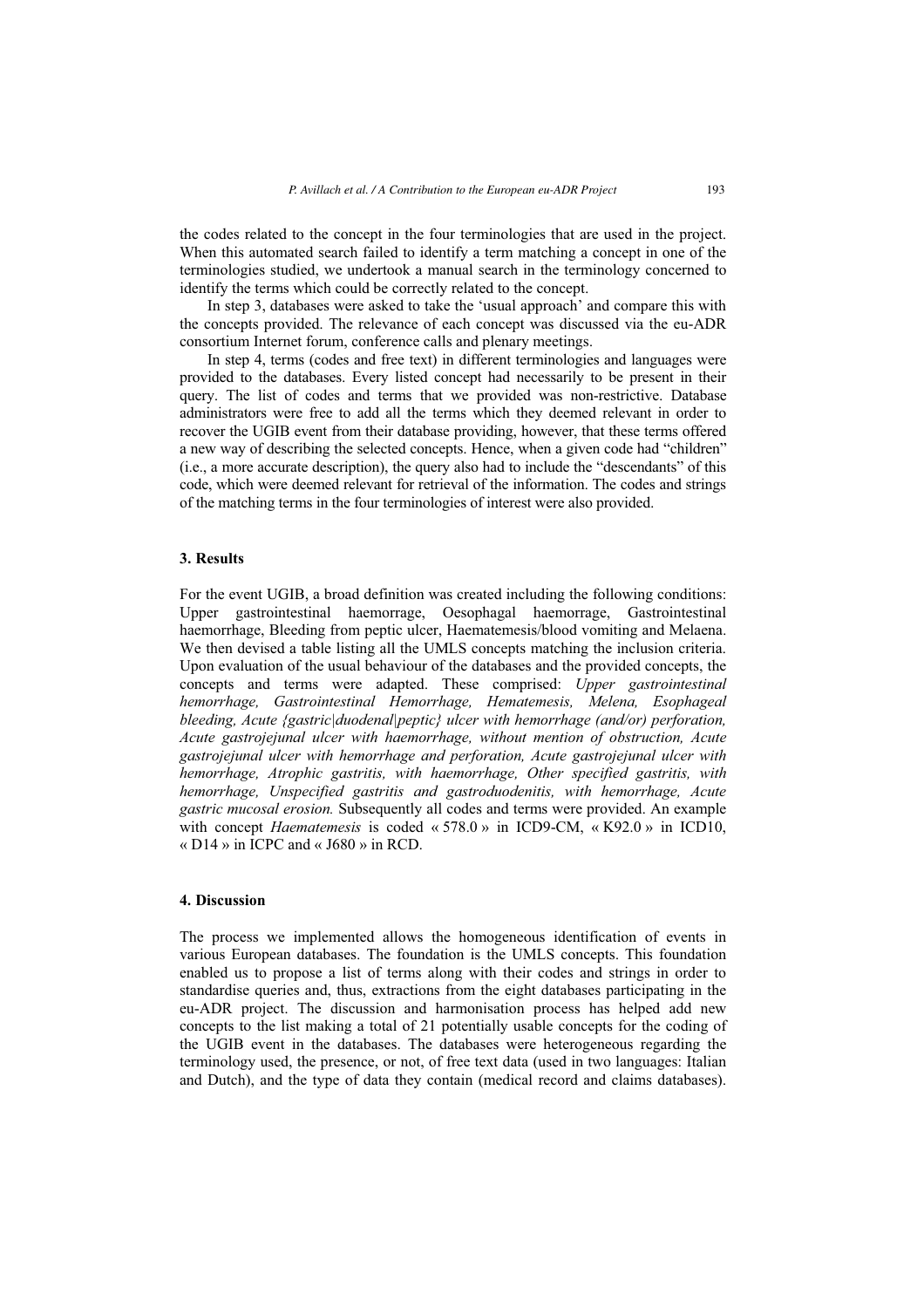the codes related to the concept in the four terminologies that are used in the project. When this automated search failed to identify a term matching a concept in one of the terminologies studied, we undertook a manual search in the terminology concerned to identify the terms which could be correctly related to the concept.

In step 3, databases were asked to take the 'usual approach' and compare this with the concepts provided. The relevance of each concept was discussed via the eu-ADR consortium Internet forum, conference calls and plenary meetings.

In step 4, terms (codes and free text) in different terminologies and languages were provided to the databases. Every listed concept had necessarily to be present in their query. The list of codes and terms that we provided was non-restrictive. Database administrators were free to add all the terms which they deemed relevant in order to recover the UGIB event from their database providing, however, that these terms offered a new way of describing the selected concepts. Hence, when a given code had "children" (i.e., a more accurate description), the query also had to include the "descendants" of this code, which were deemed relevant for retrieval of the information. The codes and strings of the matching terms in the four terminologies of interest were also provided.

## 3. Results

For the event UGIB, a broad definition was created including the following conditions: Upper gastrointestinal haemorrhage, Oesophagal haemorrage, Gastrointestinal haemorrhage, Bleeding from peptic ulcer, Haematemesis/blood vomiting and Melaena. We then devised a table listing all the UMLS concepts matching the inclusion criteria. Upon evaluation of the usual behaviour of the databases and the provided concepts, the concepts and terms were adapted. These comprised: *Upper gastrointestinal hemorrhage, Gastrointestinal Hemorrhage, Hematemesis, Melena, Esophageal bleeding, Acute {gastric|duodenal|peptic} ulcer with hemorrhage (and/or) perforation, Acute gastrojejunal ulcer with haemorrhage, without mention of obstruction, Acute gastrojejunal ulcer with hemorrhage and perforation, Acute gastrojejunal ulcer with hemorrhage, Atrophic gastritis, with haemorrhage, Other specified gastritis, with hemorrhage, Unspecified gastritis and gastroduodenitis, with hemorrhage, Acute gastric mucosal erosion.* Subsequently all codes and terms were provided. An example with concept *Haematemesis* is coded « 578.0 » in ICD9-CM, « K92.0 » in ICD10, « D14 » in ICPC and « J680 » in RCD.

## 4. Discussion

The process we implemented allows the homogeneous identification of events in various European databases. The foundation is the UMLS concepts. This foundation enabled us to propose a list of terms along with their codes and strings in order to standardise queries and, thus, extractions from the eight databases participating in the eu-ADR project. The discussion and harmonisation process has helped add new concepts to the list making a total of 21 potentially usable concepts for the coding of the UGIB event in the databases. The databases were heterogeneous regarding the terminology used, the presence, or not, of free text data (used in two languages: Italian and Dutch), and the type of data they contain (medical record and claims databases).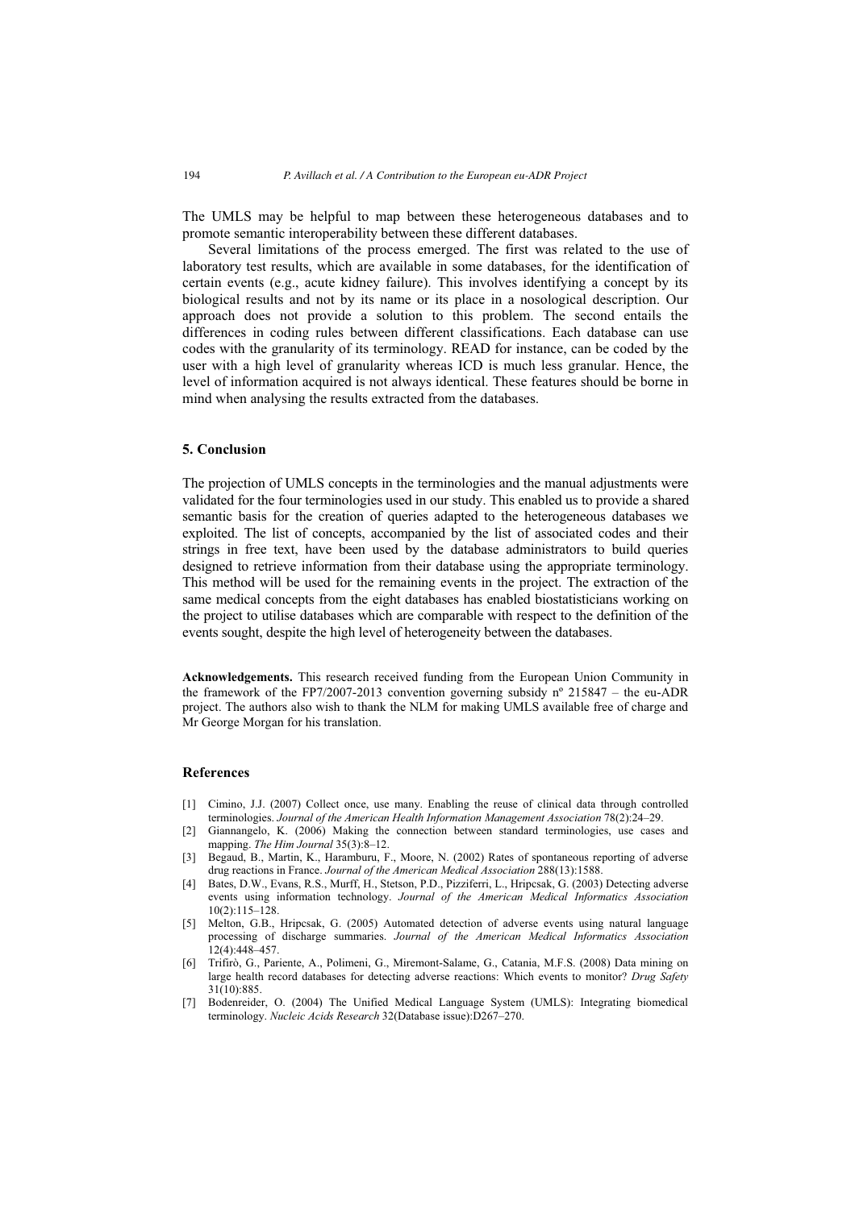The UMLS may be helpful to map between these heterogeneous databases and to promote semantic interoperability between these different databases.

Several limitations of the process emerged. The first was related to the use of laboratory test results, which are available in some databases, for the identification of certain events (e.g., acute kidney failure). This involves identifying a concept by its biological results and not by its name or its place in a nosological description. Our approach does not provide a solution to this problem. The second entails the differences in coding rules between different classifications. Each database can use codes with the granularity of its terminology. READ for instance, can be coded by the user with a high level of granularity whereas ICD is much less granular. Hence, the level of information acquired is not always identical. These features should be borne in mind when analysing the results extracted from the databases.

## 5. Conclusion

The projection of UMLS concepts in the terminologies and the manual adjustments were validated for the four terminologies used in our study. This enabled us to provide a shared semantic basis for the creation of queries adapted to the heterogeneous databases we exploited. The list of concepts, accompanied by the list of associated codes and their strings in free text, have been used by the database administrators to build queries designed to retrieve information from their database using the appropriate terminology. This method will be used for the remaining events in the project. The extraction of the same medical concepts from the eight databases has enabled biostatisticians working on the project to utilise databases which are comparable with respect to the definition of the events sought, despite the high level of heterogeneity between the databases.

**Acknowledgements.** This research received funding from the European Union Community in the framework of the FP7/2007-2013 convention governing subsidy nº 215847 – the eu-ADR project. The authors also wish to thank the NLM for making UMLS available free of charge and Mr George Morgan for his translation.

## References

[1] Cimino, J.J. (2007) Collect once, use many. Enabling the reuse of clinical data through controlled terminologies. *Journal of the American Health Information Management Association* 78(2):24–29.

[2] Giannangelo, K. (2006) Making the connection between standard terminologies, use cases and mapping. *The Him Journal* 35(3):8–12.

[3] Begaud, B., Martin, K., Haramburu, F., Moore, N. (2002) Rates of spontaneous reporting of adverse drug reactions in France. *Journal of the American Medical Association* 288(13):1588.

[4] Bates, D.W., Evans, R.S., Murff, H., Stetson, P.D., Pizziferri, L., Hripcsak, G. (2003) Detecting adverse events using information technology. *Journal of the American Medical Informatics Association* 10(2):115–128.

[5] Melton, G.B., Hripcsak, G. (2005) Automated detection of adverse events using natural language processing of discharge summaries. *Journal of the American Medical Informatics Association* 12(4):448–457.

[6] Trifirò, G., Pariente, A., Polimeni, G., Miremont-Salame, G., Catania, M.F.S. (2008) Data mining on large health record databases for detecting adverse reactions: Which events to monitor? *Drug Safety* 31(10):885.

[7] Bodenreider, O. (2004) The Unified Medical Language System (UMLS): Integrating biomedical terminology. *Nucleic Acids Research* 32(Database issue):D267–270.